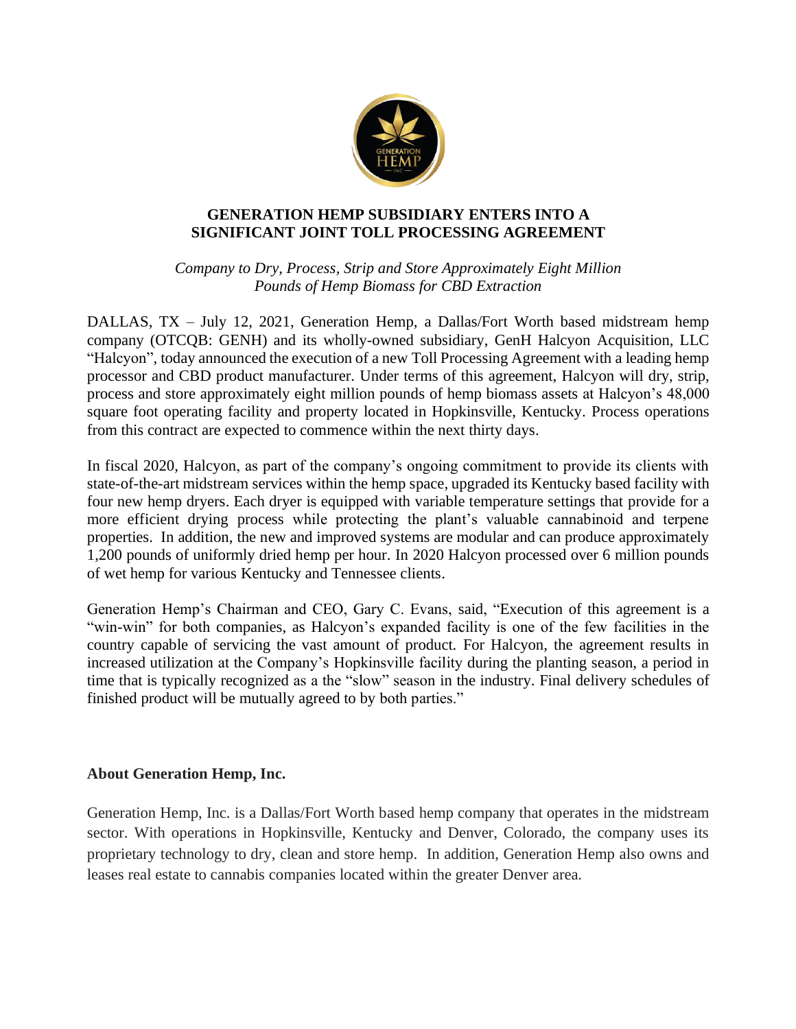# GENERATION HEMP SUBSIDIARY ENTERS INTO A SIGNIFICANT JOINT TOLL PROCESSING AGREEMENT

*Company to Dry, Process, Strip and Store Approximately Eight Million Pounds of Hemp Biomass for CBD Extraction*

DALLAS, TX – July 12, 2021, Generation Hemp, a Dallas/Fort Worth based midstream hemp company (OTCQB: GENH) and its wholly-owned subsidiary, GenH Halcyon Acquisition, LLC "Halcyon", today announced the execution of a new Toll Processing Agreement with a leading hemp processor and CBD product manufacturer. Under terms of this agreement, Halcyon will dry, strip, process and store approximately eight million pounds of hemp biomass assets at Halcyon's 48,000 square foot operating facility and property located in Hopkinsville, Kentucky. Process operations from this contract are expected to commence within the next thirty days.

In fiscal 2020, Halcyon, as part of the company's ongoing commitment to provide its clients with state-of-the-art midstream services within the hemp space, upgraded its Kentucky based facility with four new hemp dryers. Each dryer is equipped with variable temperature settings that provide for a more efficient drying process while protecting the plant's valuable cannabinoid and terpene properties. In addition, the new and improved systems are modular and can produce approximately 1,200 pounds of uniformly dried hemp per hour. In 2020 Halcyon processed over 6 million pounds of wet hemp for various Kentucky and Tennessee clients.

Generation Hemp's Chairman and CEO, Gary C. Evans, said, "Execution of this agreement is a "win-win" for both companies, as Halcyon's expanded facility is one of the few facilities in the country capable of servicing the vast amount of product. For Halcyon, the agreement results in increased utilization at the Company's Hopkinsville facility during the planting season, a period in time that is typically recognized as a the "slow" season in the industry. Final delivery schedules of finished product will be mutually agreed to by both parties."

## About Generation Hemp, Inc.

Generation Hemp, Inc. is a Dallas/Fort Worth based hemp company that operates in the midstream sector. With operations in Hopkinsville, Kentucky and Denver, Colorado, the company uses its proprietary technology to dry, clean and store hemp. In addition, Generation Hemp also owns and leases real estate to cannabis companies located within the greater Denver area.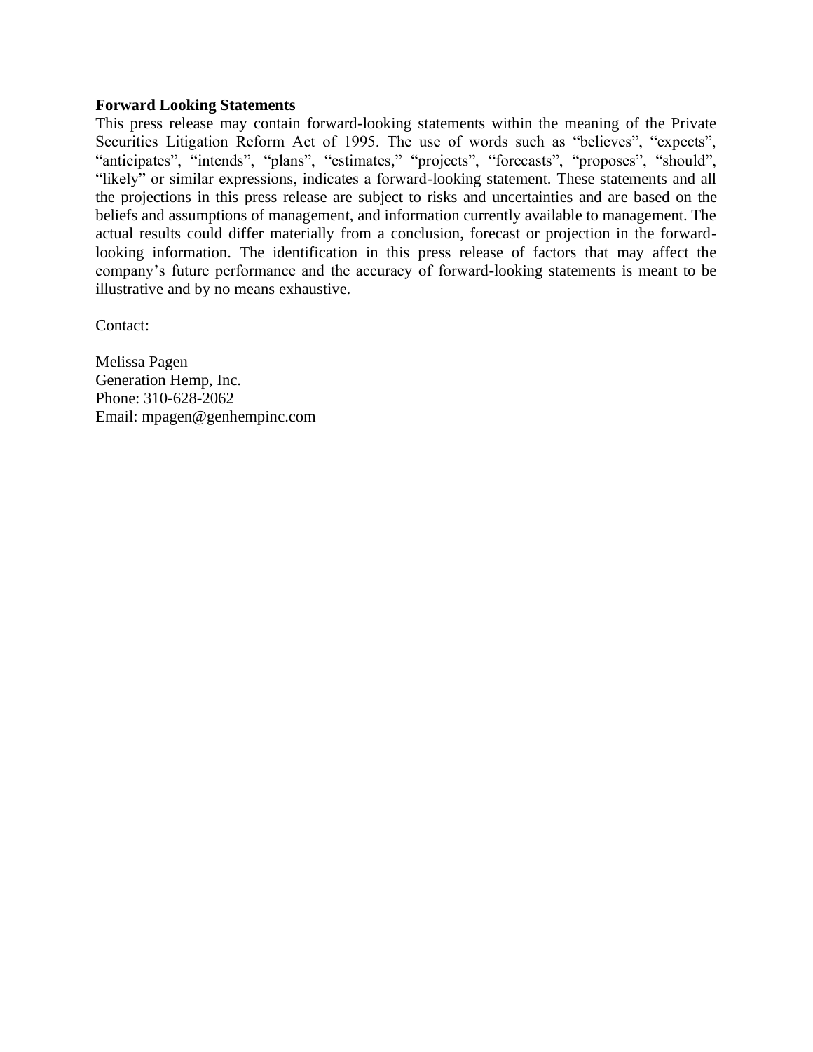**Forward Looking Statements**

This press release may contain forward-looking statements within the meaning of the Private Securities Litigation Reform Act of 1995. The use of words such as "believes", "expects", "anticipates", "intends", "plans", "estimates," "projects", "forecasts", "proposes", "should", "likely" or similar expressions, indicates a forward-looking statement. These statements and all the projections in this press release are subject to risks and uncertainties and are based on the beliefs and assumptions of management, and information currently available to management. The actual results could differ materially from a conclusion, forecast or projection in the forward-looking information. The identification in this press release of factors that may affect the company's future performance and the accuracy of forward-looking statements is meant to be illustrative and by no means exhaustive.

Contact:

Melissa Pagen
Generation Hemp, Inc.
Phone: 310-628-2062
Email: mpagen@genhempinc.com